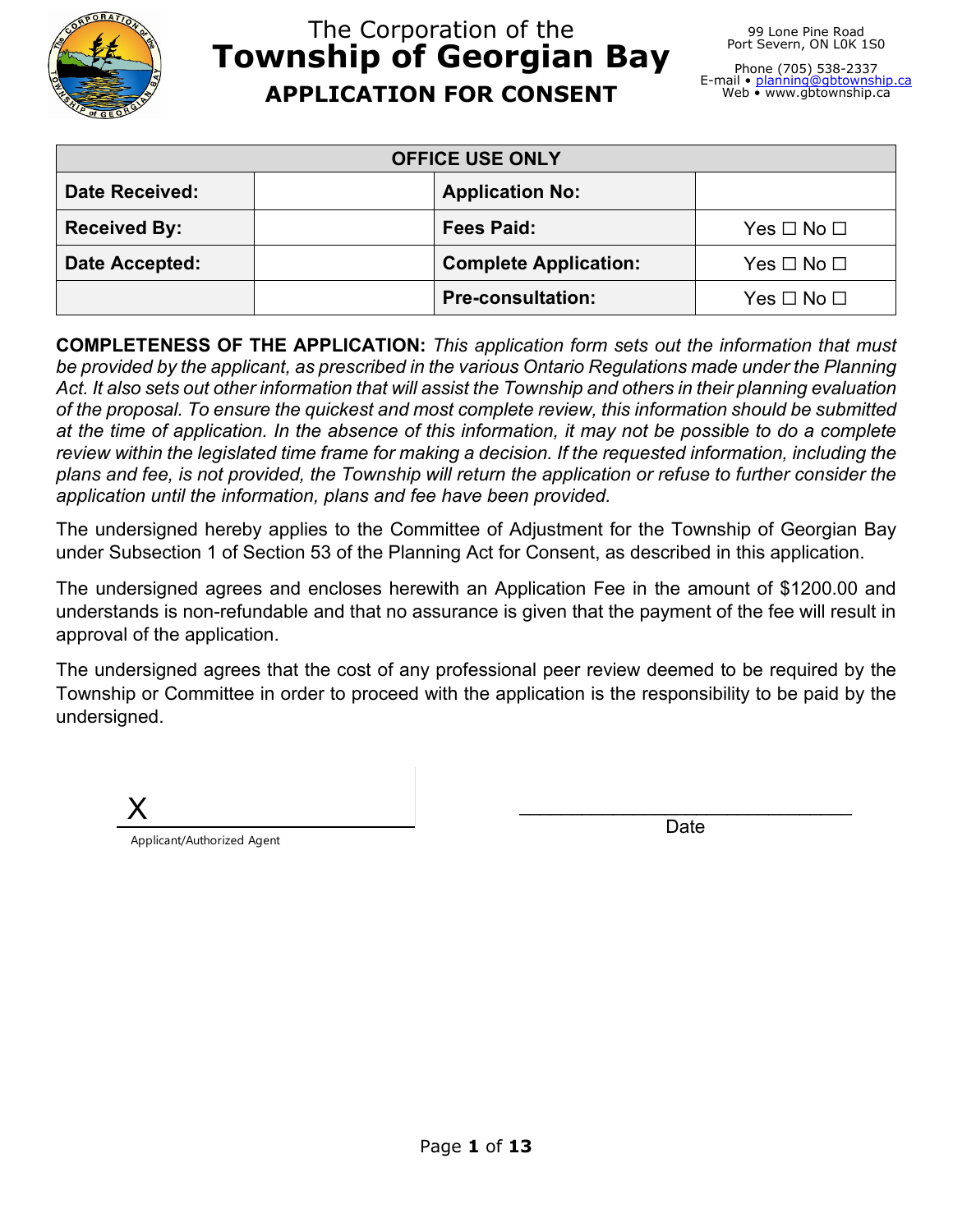# The Corporation of the Township of Georgian Bay

## APPLICATION FOR CONSENT

99 Lone Pine Road
Port Severn, ON L0K 1S0

Phone (705) 538-2337
E-mail • planning@gbtownship.ca
Web • www.gbtownship.ca

| OFFICE USE ONLY | | | |
|---|---|---|---|
| **Date Received:** | | **Application No:** | |
| **Received By:** | | **Fees Paid:** | Yes ☐ No ☐ |
| **Date Accepted:** | | **Complete Application:** | Yes ☐ No ☐ |
| | | **Pre-consultation:** | Yes ☐ No ☐ |

**COMPLETENESS OF THE APPLICATION:** *This application form sets out the information that must be provided by the applicant, as prescribed in the various Ontario Regulations made under the Planning Act. It also sets out other information that will assist the Township and others in their planning evaluation of the proposal. To ensure the quickest and most complete review, this information should be submitted at the time of application. In the absence of this information, it may not be possible to do a complete review within the legislated time frame for making a decision. If the requested information, including the plans and fee, is not provided, the Township will return the application or refuse to further consider the application until the information, plans and fee have been provided.*

The undersigned hereby applies to the Committee of Adjustment for the Township of Georgian Bay under Subsection 1 of Section 53 of the Planning Act for Consent, as described in this application.

The undersigned agrees and encloses herewith an Application Fee in the amount of $1200.00 and understands is non-refundable and that no assurance is given that the payment of the fee will result in approval of the application.

The undersigned agrees that the cost of any professional peer review deemed to be required by the Township or Committee in order to proceed with the application is the responsibility to be paid by the undersigned.

X ______________________________
Applicant/Authorized Agent

______________________________
Date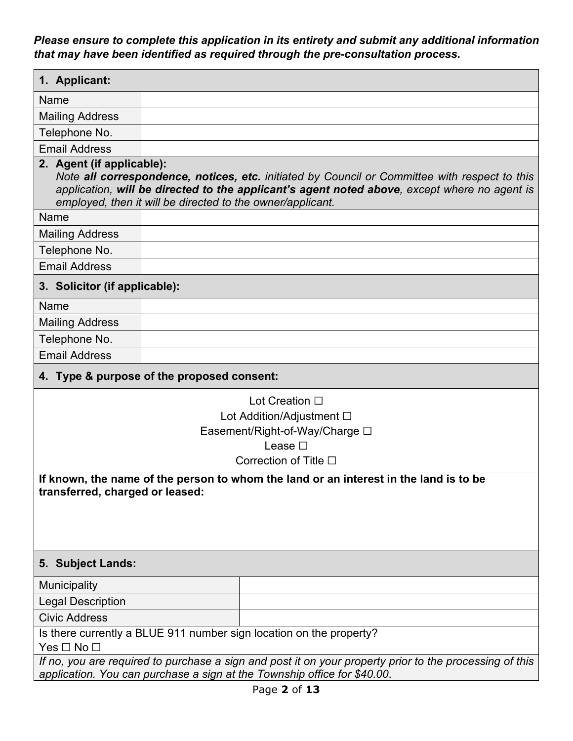***Please ensure to complete this application in its entirety and submit any additional information that may have been identified as required through the pre-consultation process.***

| **1. Applicant:** | |
|---|---|
| Name | |
| Mailing Address | |
| Telephone No. | |
| Email Address | |

| **2. Agent (if applicable):** *Note **all correspondence, notices, etc.** initiated by Council or Committee with respect to this application, **will be directed to the applicant's agent noted above**, except where no agent is employed, then it will be directed to the owner/applicant.* | |
|---|---|
| Name | |
| Mailing Address | |
| Telephone No. | |
| Email Address | |

| **3. Solicitor (if applicable):** | |
|---|---|
| Name | |
| Mailing Address | |
| Telephone No. | |
| Email Address | |

**4. Type & purpose of the proposed consent:**

Lot Creation ☐

Lot Addition/Adjustment ☐

Easement/Right-of-Way/Charge ☐

Lease ☐

Correction of Title ☐

**If known, the name of the person to whom the land or an interest in the land is to be transferred, charged or leased:**

| **5. Subject Lands:** | |
|---|---|
| Municipality | |
| Legal Description | |
| Civic Address | |

Is there currently a BLUE 911 number sign location on the property?

Yes ☐ No ☐

*If no, you are required to purchase a sign and post it on your property prior to the processing of this application. You can purchase a sign at the Township office for $40.00.*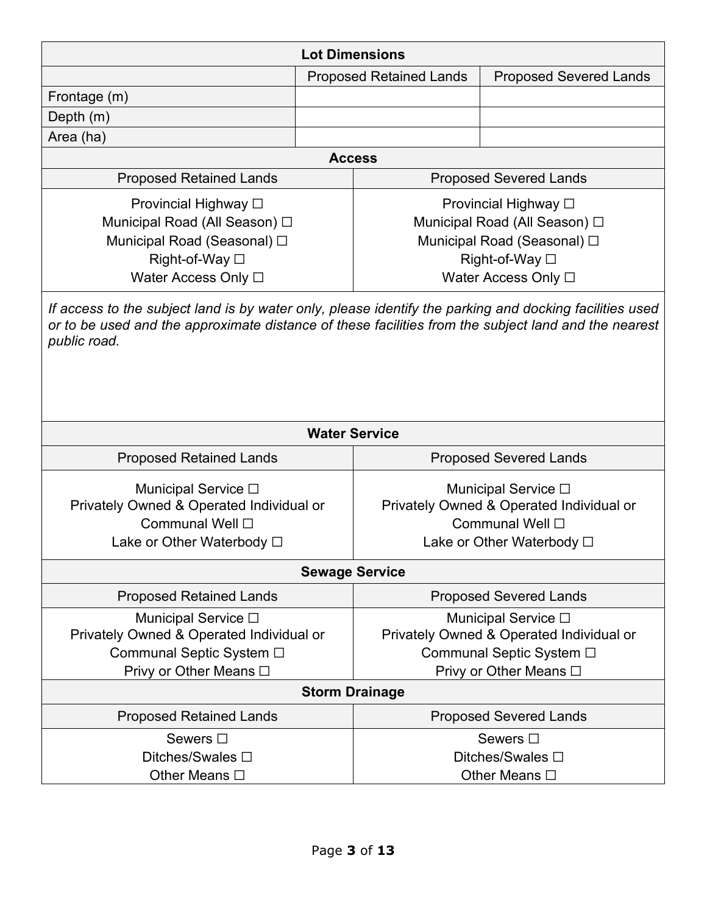| Lot Dimensions | | |
|---|---|---|
| | Proposed Retained Lands | Proposed Severed Lands |
| Frontage (m) | | |
| Depth (m) | | |
| Area (ha) | | |

| Access | |
|---|---|
| Proposed Retained Lands | Proposed Severed Lands |
| Provincial Highway ☐<br>Municipal Road (All Season) ☐<br>Municipal Road (Seasonal) ☐<br>Right-of-Way ☐<br>Water Access Only ☐ | Provincial Highway ☐<br>Municipal Road (All Season) ☐<br>Municipal Road (Seasonal) ☐<br>Right-of-Way ☐<br>Water Access Only ☐ |

*If access to the subject land is by water only, please identify the parking and docking facilities used or to be used and the approximate distance of these facilities from the subject land and the nearest public road.*

| Water Service | |
|---|---|
| Proposed Retained Lands | Proposed Severed Lands |
| Municipal Service ☐<br>Privately Owned & Operated Individual or Communal Well ☐<br>Lake or Other Waterbody ☐ | Municipal Service ☐<br>Privately Owned & Operated Individual or Communal Well ☐<br>Lake or Other Waterbody ☐ |

| Sewage Service | |
|---|---|
| Proposed Retained Lands | Proposed Severed Lands |
| Municipal Service ☐<br>Privately Owned & Operated Individual or Communal Septic System ☐<br>Privy or Other Means ☐ | Municipal Service ☐<br>Privately Owned & Operated Individual or Communal Septic System ☐<br>Privy or Other Means ☐ |

| Storm Drainage | |
|---|---|
| Proposed Retained Lands | Proposed Severed Lands |
| Sewers ☐<br>Ditches/Swales ☐<br>Other Means ☐ | Sewers ☐<br>Ditches/Swales ☐<br>Other Means ☐ |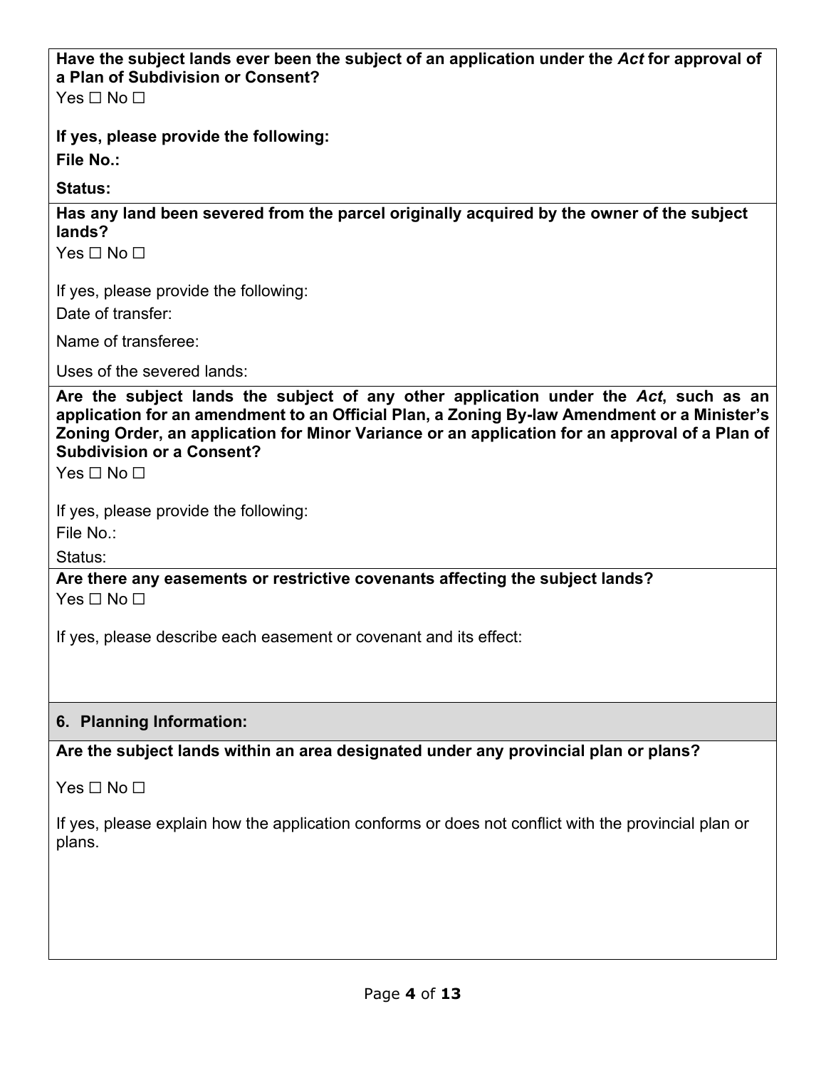**Have the subject lands ever been the subject of an application under the *Act* for approval of a Plan of Subdivision or Consent?**

Yes ☐ No ☐

**If yes, please provide the following:**

**File No.:**

**Status:**

**Has any land been severed from the parcel originally acquired by the owner of the subject lands?**

Yes ☐ No ☐

If yes, please provide the following:

Date of transfer:

Name of transferee:

Uses of the severed lands:

**Are the subject lands the subject of any other application under the *Act*, such as an application for an amendment to an Official Plan, a Zoning By-law Amendment or a Minister's Zoning Order, an application for Minor Variance or an application for an approval of a Plan of Subdivision or a Consent?**

Yes ☐ No ☐

If yes, please provide the following:

File No.:

Status:

**Are there any easements or restrictive covenants affecting the subject lands?**

Yes ☐ No ☐

If yes, please describe each easement or covenant and its effect:

## 6. Planning Information:

**Are the subject lands within an area designated under any provincial plan or plans?**

Yes ☐ No ☐

If yes, please explain how the application conforms or does not conflict with the provincial plan or plans.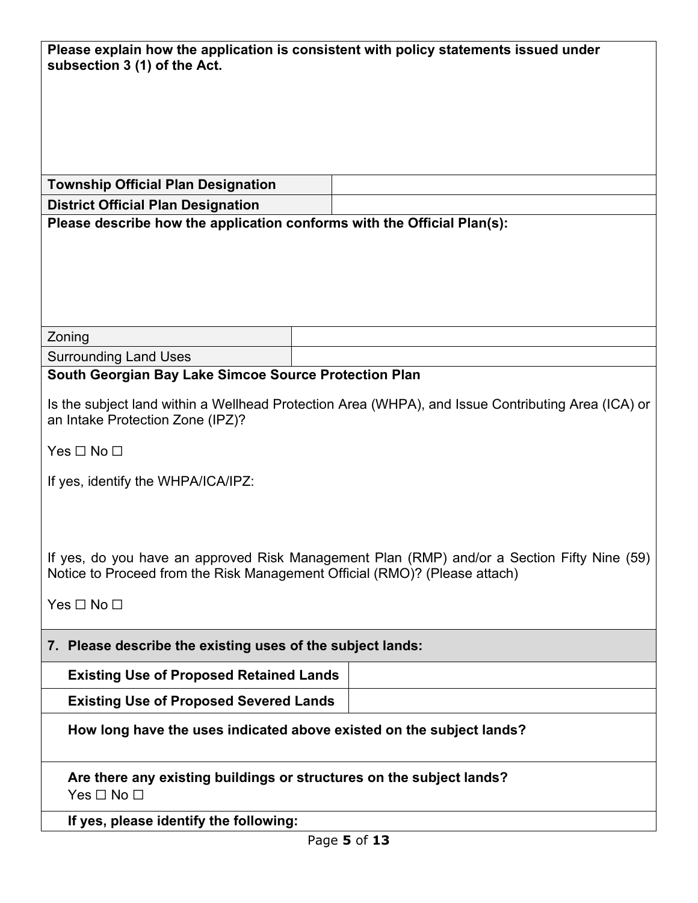**Please explain how the application is consistent with policy statements issued under subsection 3 (1) of the Act.**

| **Township Official Plan Designation** | |
|---|---|
| **District Official Plan Designation** | |

**Please describe how the application conforms with the Official Plan(s):**

| Zoning | |
|---|---|
| Surrounding Land Uses | |

**South Georgian Bay Lake Simcoe Source Protection Plan**

Is the subject land within a Wellhead Protection Area (WHPA), and Issue Contributing Area (ICA) or an Intake Protection Zone (IPZ)?

Yes ☐ No ☐

If yes, identify the WHPA/ICA/IPZ:

If yes, do you have an approved Risk Management Plan (RMP) and/or a Section Fifty Nine (59) Notice to Proceed from the Risk Management Official (RMO)? (Please attach)

Yes ☐ No ☐

**7. Please describe the existing uses of the subject lands:**

| **Existing Use of Proposed Retained Lands** | |
|---|---|
| **Existing Use of Proposed Severed Lands** | |

**How long have the uses indicated above existed on the subject lands?**

**Are there any existing buildings or structures on the subject lands?**
Yes ☐ No ☐

**If yes, please identify the following:**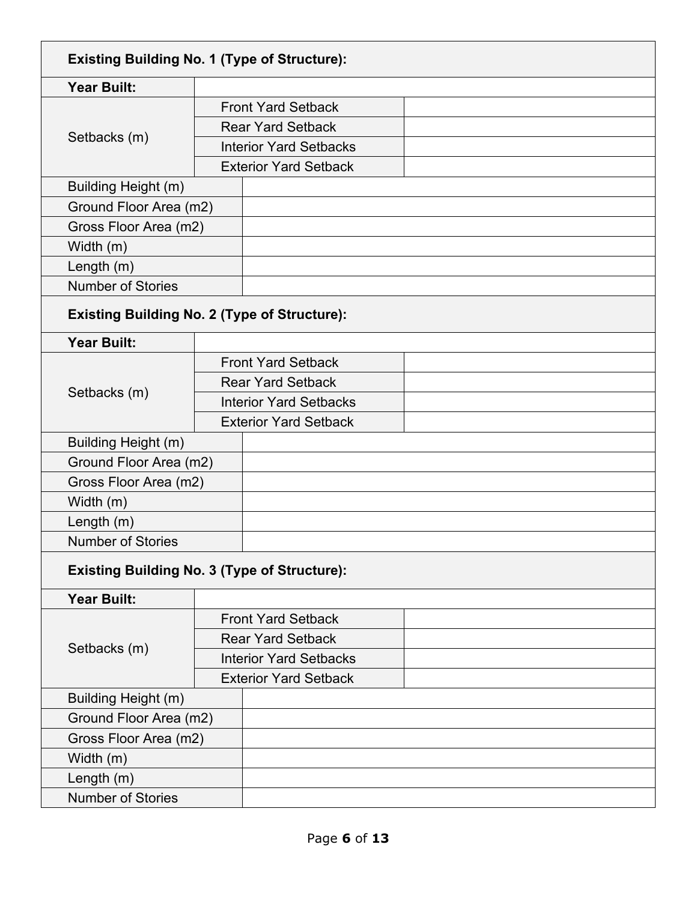| **Existing Building No. 1 (Type of Structure):** | | |
|---|---|---|
| **Year Built:** | | |
| Setbacks (m) | Front Yard Setback | |
| | Rear Yard Setback | |
| | Interior Yard Setbacks | |
| | Exterior Yard Setback | |
| Building Height (m) | | |
| Ground Floor Area (m2) | | |
| Gross Floor Area (m2) | | |
| Width (m) | | |
| Length (m) | | |
| Number of Stories | | |

| **Existing Building No. 2 (Type of Structure):** | | |
|---|---|---|
| **Year Built:** | | |
| Setbacks (m) | Front Yard Setback | |
| | Rear Yard Setback | |
| | Interior Yard Setbacks | |
| | Exterior Yard Setback | |
| Building Height (m) | | |
| Ground Floor Area (m2) | | |
| Gross Floor Area (m2) | | |
| Width (m) | | |
| Length (m) | | |
| Number of Stories | | |

| **Existing Building No. 3 (Type of Structure):** | | |
|---|---|---|
| **Year Built:** | | |
| Setbacks (m) | Front Yard Setback | |
| | Rear Yard Setback | |
| | Interior Yard Setbacks | |
| | Exterior Yard Setback | |
| Building Height (m) | | |
| Ground Floor Area (m2) | | |
| Gross Floor Area (m2) | | |
| Width (m) | | |
| Length (m) | | |
| Number of Stories | | |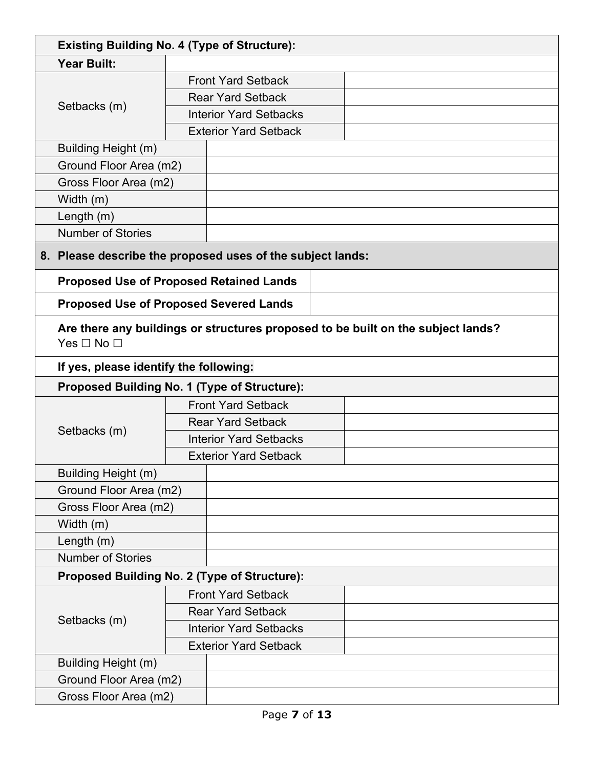| **Existing Building No. 4 (Type of Structure):** | | |
|---|---|---|
| **Year Built:** | | |
| Setbacks (m) | Front Yard Setback | |
| | Rear Yard Setback | |
| | Interior Yard Setbacks | |
| | Exterior Yard Setback | |
| Building Height (m) | | |
| Ground Floor Area (m2) | | |
| Gross Floor Area (m2) | | |
| Width (m) | | |
| Length (m) | | |
| Number of Stories | | |

**8. Please describe the proposed uses of the subject lands:**

| | |
|---|---|
| **Proposed Use of Proposed Retained Lands** | |
| **Proposed Use of Proposed Severed Lands** | |

**Are there any buildings or structures proposed to be built on the subject lands?**
Yes ☐ No ☐

**If yes, please identify the following:**

| **Proposed Building No. 1 (Type of Structure):** | | |
|---|---|---|
| Setbacks (m) | Front Yard Setback | |
| | Rear Yard Setback | |
| | Interior Yard Setbacks | |
| | Exterior Yard Setback | |
| Building Height (m) | | |
| Ground Floor Area (m2) | | |
| Gross Floor Area (m2) | | |
| Width (m) | | |
| Length (m) | | |
| Number of Stories | | |

| **Proposed Building No. 2 (Type of Structure):** | | |
|---|---|---|
| Setbacks (m) | Front Yard Setback | |
| | Rear Yard Setback | |
| | Interior Yard Setbacks | |
| | Exterior Yard Setback | |
| Building Height (m) | | |
| Ground Floor Area (m2) | | |
| Gross Floor Area (m2) | | |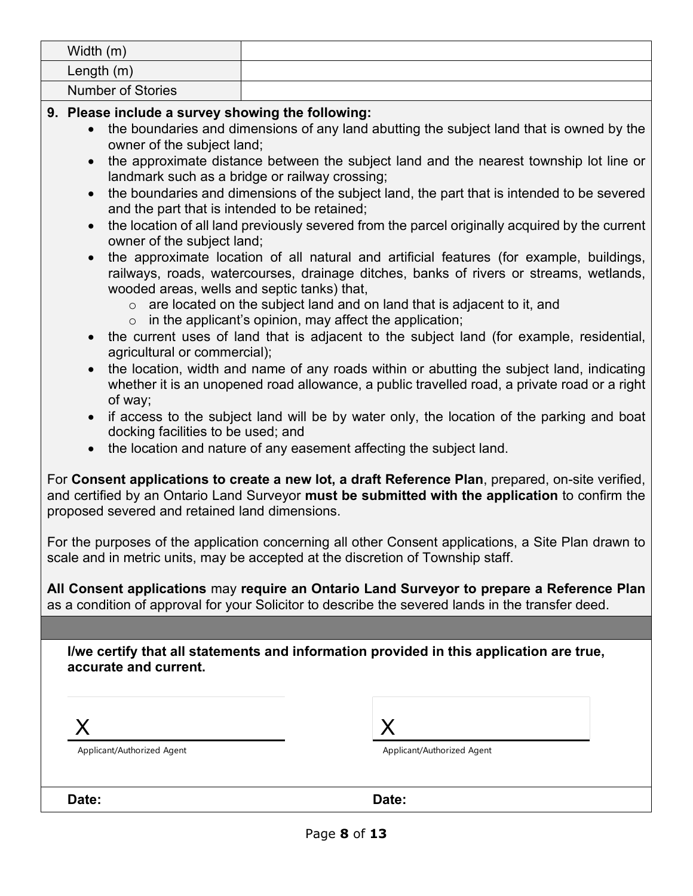| Width (m) | |
|---|---|
| Length (m) | |
| Number of Stories | |

**9. Please include a survey showing the following:**

- the boundaries and dimensions of any land abutting the subject land that is owned by the owner of the subject land;
- the approximate distance between the subject land and the nearest township lot line or landmark such as a bridge or railway crossing;
- the boundaries and dimensions of the subject land, the part that is intended to be severed and the part that is intended to be retained;
- the location of all land previously severed from the parcel originally acquired by the current owner of the subject land;
- the approximate location of all natural and artificial features (for example, buildings, railways, roads, watercourses, drainage ditches, banks of rivers or streams, wetlands, wooded areas, wells and septic tanks) that,
  - are located on the subject land and on land that is adjacent to it, and
  - in the applicant's opinion, may affect the application;
- the current uses of land that is adjacent to the subject land (for example, residential, agricultural or commercial);
- the location, width and name of any roads within or abutting the subject land, indicating whether it is an unopened road allowance, a public travelled road, a private road or a right of way;
- if access to the subject land will be by water only, the location of the parking and boat docking facilities to be used; and
- the location and nature of any easement affecting the subject land.

For **Consent applications to create a new lot, a draft Reference Plan**, prepared, on-site verified, and certified by an Ontario Land Surveyor **must be submitted with the application** to confirm the proposed severed and retained land dimensions.

For the purposes of the application concerning all other Consent applications, a Site Plan drawn to scale and in metric units, may be accepted at the discretion of Township staff.

**All Consent applications** may **require an Ontario Land Surveyor to prepare a Reference Plan** as a condition of approval for your Solicitor to describe the severed lands in the transfer deed.

**I/we certify that all statements and information provided in this application are true, accurate and current.**

| X | X |
|---|---|
| Applicant/Authorized Agent | Applicant/Authorized Agent |
| **Date:** | **Date:** |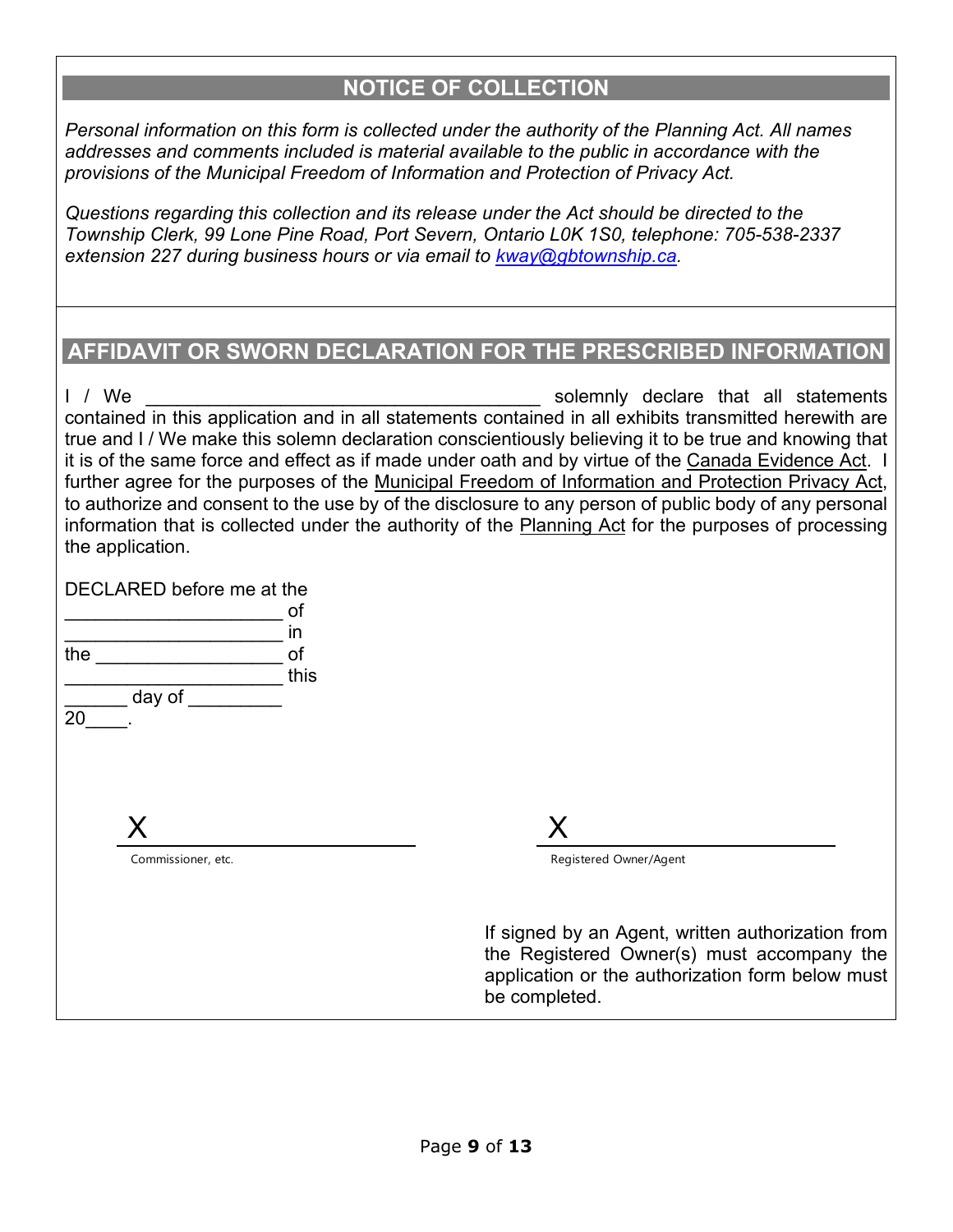## NOTICE OF COLLECTION

*Personal information on this form is collected under the authority of the Planning Act. All names addresses and comments included is material available to the public in accordance with the provisions of the Municipal Freedom of Information and Protection of Privacy Act.*

*Questions regarding this collection and its release under the Act should be directed to the Township Clerk, 99 Lone Pine Road, Port Severn, Ontario L0K 1S0, telephone: 705-538-2337 extension 227 during business hours or via email to kway@gbtownship.ca.*

## AFFIDAVIT OR SWORN DECLARATION FOR THE PRESCRIBED INFORMATION

I / We ________________________________________ solemnly declare that all statements contained in this application and in all statements contained in all exhibits transmitted herewith are true and I / We make this solemn declaration conscientiously believing it to be true and knowing that it is of the same force and effect as if made under oath and by virtue of the Canada Evidence Act. I further agree for the purposes of the Municipal Freedom of Information and Protection Privacy Act, to authorize and consent to the use by of the disclosure to any person of public body of any personal information that is collected under the authority of the Planning Act for the purposes of processing the application.

DECLARED before me at the
______________________ of
______________________ in
the ___________________ of
______________________ this
______ day of _________
20____.

X ______________________________
Commissioner, etc.

X ______________________________
Registered Owner/Agent

If signed by an Agent, written authorization from the Registered Owner(s) must accompany the application or the authorization form below must be completed.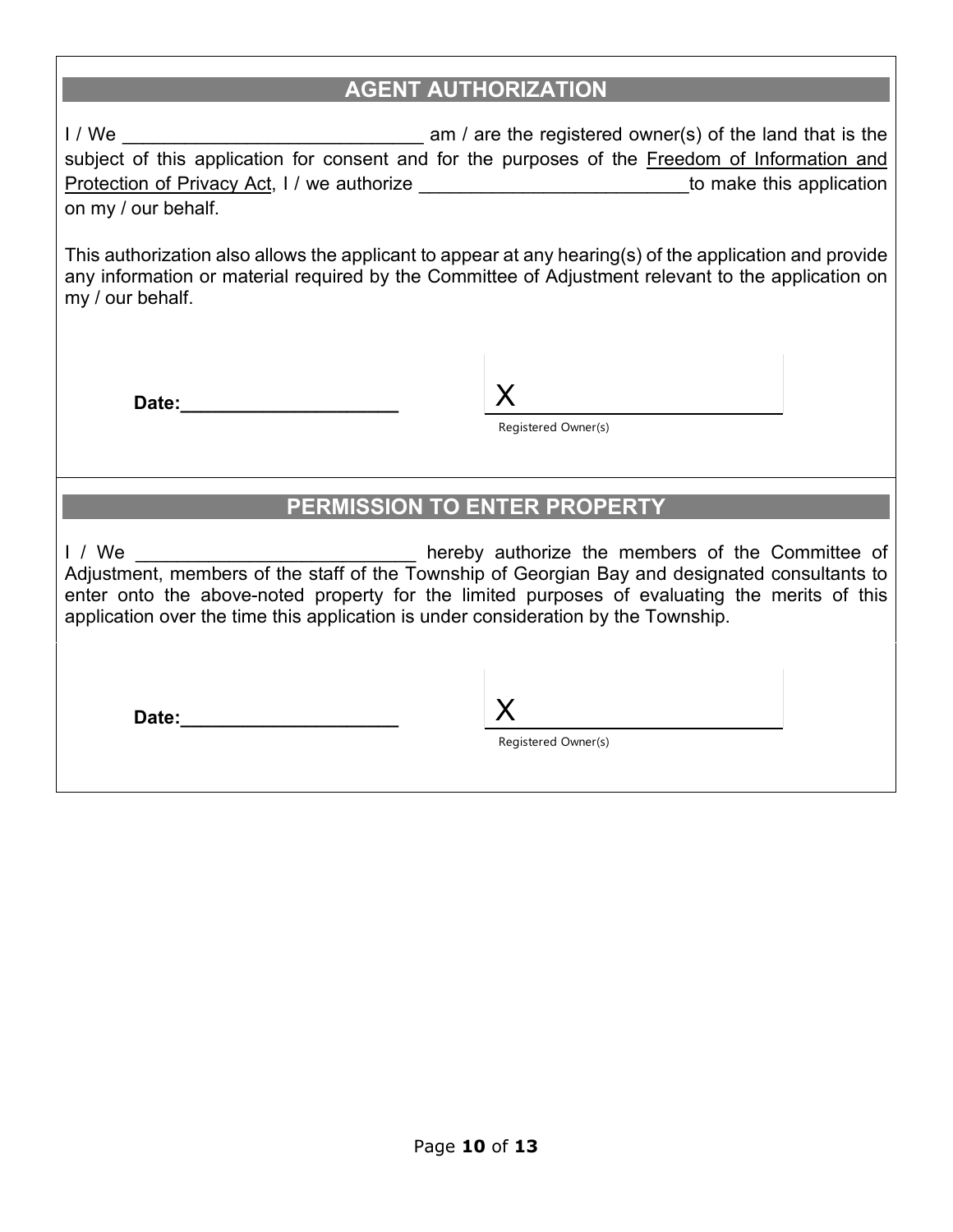## AGENT AUTHORIZATION

I / We ______________________________ am / are the registered owner(s) of the land that is the subject of this application for consent and for the purposes of the Freedom of Information and Protection of Privacy Act, I / we authorize ___________________________to make this application on my / our behalf.

This authorization also allows the applicant to appear at any hearing(s) of the application and provide any information or material required by the Committee of Adjustment relevant to the application on my / our behalf.

**Date:_____________________**

X ______________________________
Registered Owner(s)

## PERMISSION TO ENTER PROPERTY

I / We ____________________________ hereby authorize the members of the Committee of Adjustment, members of the staff of the Township of Georgian Bay and designated consultants to enter onto the above-noted property for the limited purposes of evaluating the merits of this application over the time this application is under consideration by the Township.

**Date:_____________________**

X ______________________________
Registered Owner(s)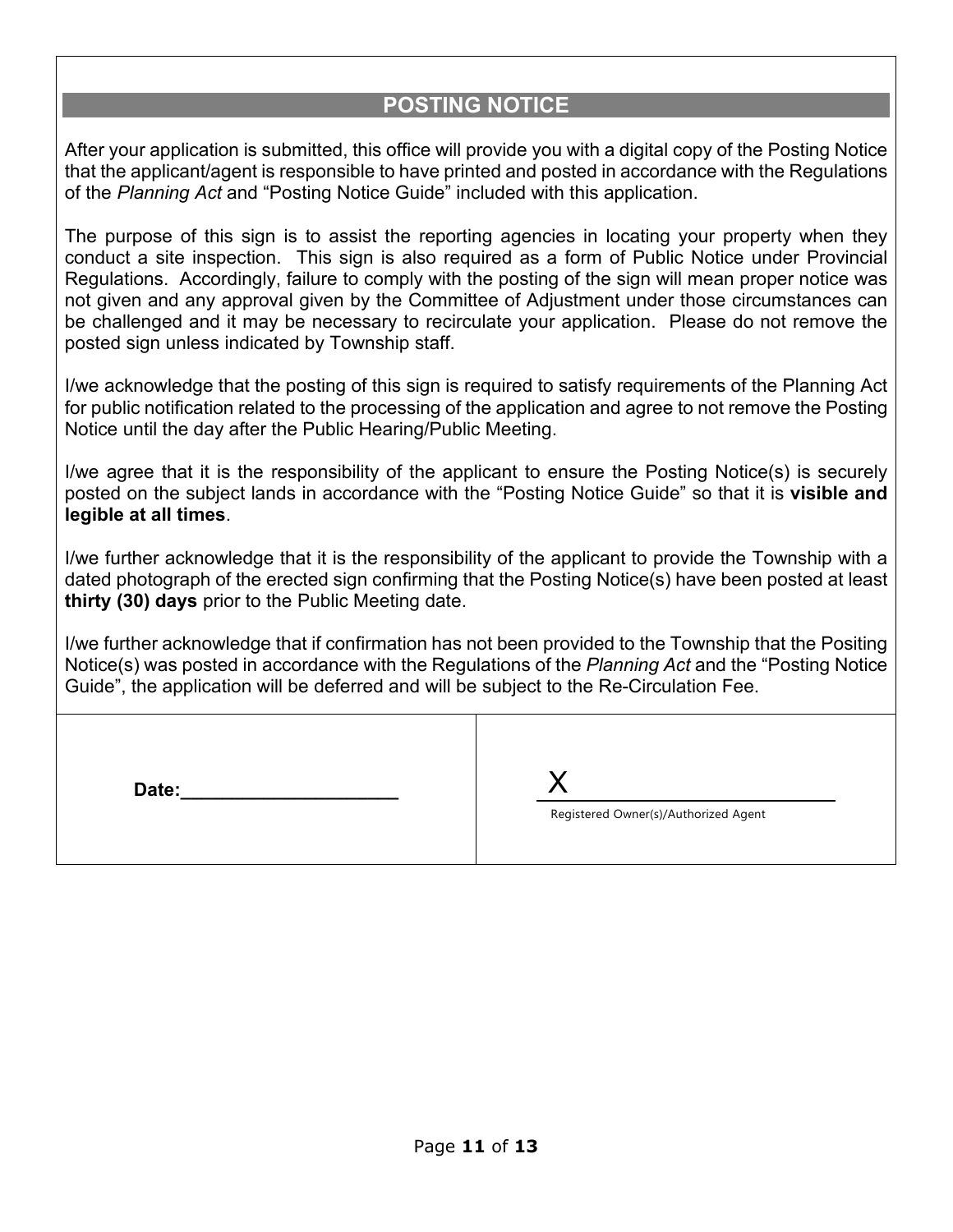## POSTING NOTICE

After your application is submitted, this office will provide you with a digital copy of the Posting Notice that the applicant/agent is responsible to have printed and posted in accordance with the Regulations of the *Planning Act* and “Posting Notice Guide” included with this application.

The purpose of this sign is to assist the reporting agencies in locating your property when they conduct a site inspection. This sign is also required as a form of Public Notice under Provincial Regulations. Accordingly, failure to comply with the posting of the sign will mean proper notice was not given and any approval given by the Committee of Adjustment under those circumstances can be challenged and it may be necessary to recirculate your application. Please do not remove the posted sign unless indicated by Township staff.

I/we acknowledge that the posting of this sign is required to satisfy requirements of the Planning Act for public notification related to the processing of the application and agree to not remove the Posting Notice until the day after the Public Hearing/Public Meeting.

I/we agree that it is the responsibility of the applicant to ensure the Posting Notice(s) is securely posted on the subject lands in accordance with the “Posting Notice Guide” so that it is **visible and legible at all times**.

I/we further acknowledge that it is the responsibility of the applicant to provide the Township with a dated photograph of the erected sign confirming that the Posting Notice(s) have been posted at least **thirty (30) days** prior to the Public Meeting date.

I/we further acknowledge that if confirmation has not been provided to the Township that the Positing Notice(s) was posted in accordance with the Regulations of the *Planning Act* and the “Posting Notice Guide”, the application will be deferred and will be subject to the Re-Circulation Fee.

| **Date:**____________________ | X__________________________ Registered Owner(s)/Authorized Agent |
|---|---|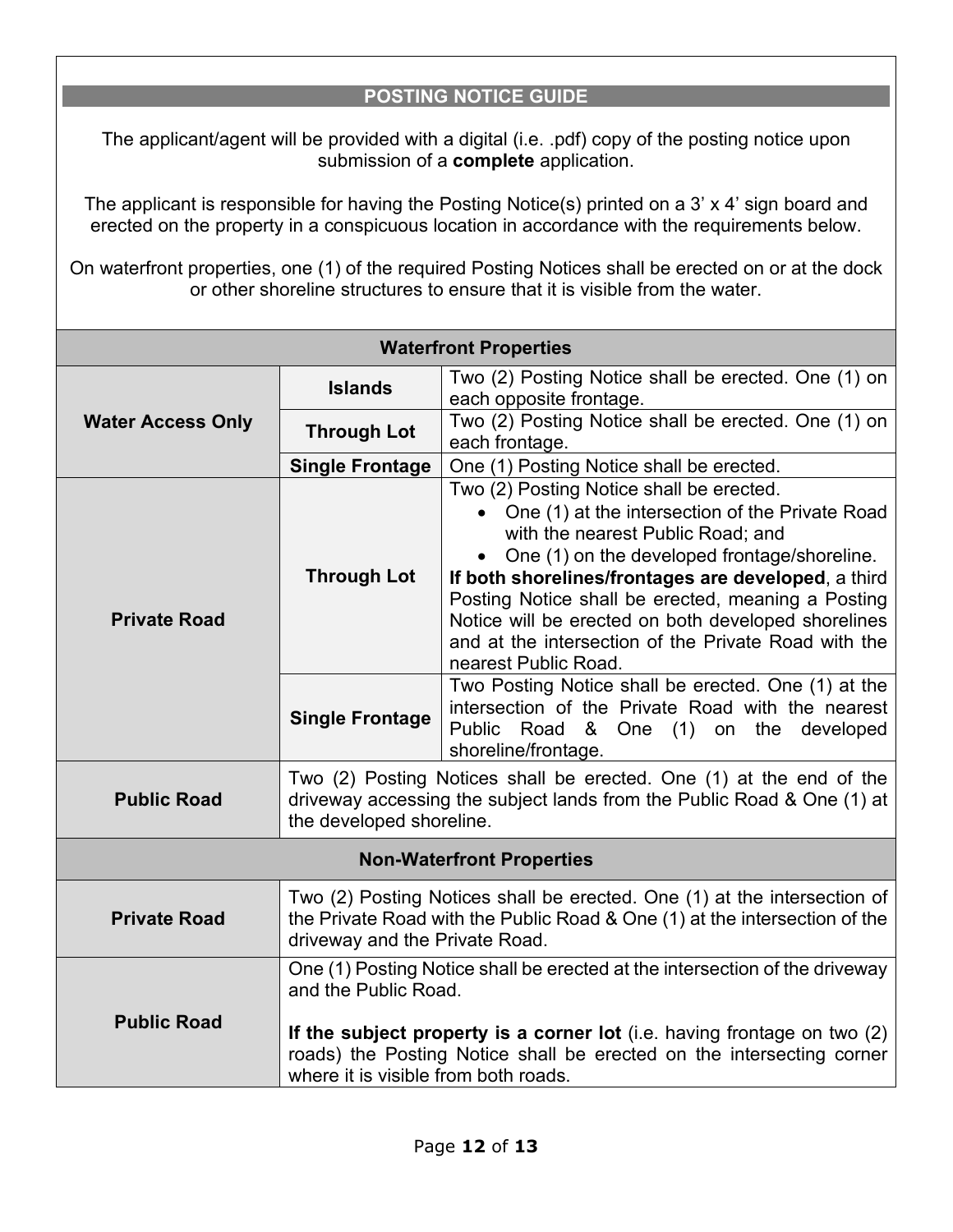## POSTING NOTICE GUIDE

The applicant/agent will be provided with a digital (i.e. .pdf) copy of the posting notice upon submission of a **complete** application.

The applicant is responsible for having the Posting Notice(s) printed on a 3' x 4' sign board and erected on the property in a conspicuous location in accordance with the requirements below.

On waterfront properties, one (1) of the required Posting Notices shall be erected on or at the dock or other shoreline structures to ensure that it is visible from the water.

| **Waterfront Properties** | | |
|---|---|---|
| **Water Access Only** | **Islands** | Two (2) Posting Notice shall be erected. One (1) on each opposite frontage. |
| | **Through Lot** | Two (2) Posting Notice shall be erected. One (1) on each frontage. |
| | **Single Frontage** | One (1) Posting Notice shall be erected. |
| **Private Road** | **Through Lot** | Two (2) Posting Notice shall be erected.<br>• One (1) at the intersection of the Private Road with the nearest Public Road; and<br>• One (1) on the developed frontage/shoreline.<br>**If both shorelines/frontages are developed**, a third Posting Notice shall be erected, meaning a Posting Notice will be erected on both developed shorelines and at the intersection of the Private Road with the nearest Public Road. |
| | **Single Frontage** | Two Posting Notice shall be erected. One (1) at the intersection of the Private Road with the nearest Public Road & One (1) on the developed shoreline/frontage. |
| **Public Road** | Two (2) Posting Notices shall be erected. One (1) at the end of the driveway accessing the subject lands from the Public Road & One (1) at the developed shoreline. | |
| **Non-Waterfront Properties** | | |
| **Private Road** | Two (2) Posting Notices shall be erected. One (1) at the intersection of the Private Road with the Public Road & One (1) at the intersection of the driveway and the Private Road. | |
| **Public Road** | One (1) Posting Notice shall be erected at the intersection of the driveway and the Public Road.<br><br>**If the subject property is a corner lot** (i.e. having frontage on two (2) roads) the Posting Notice shall be erected on the intersecting corner where it is visible from both roads. | |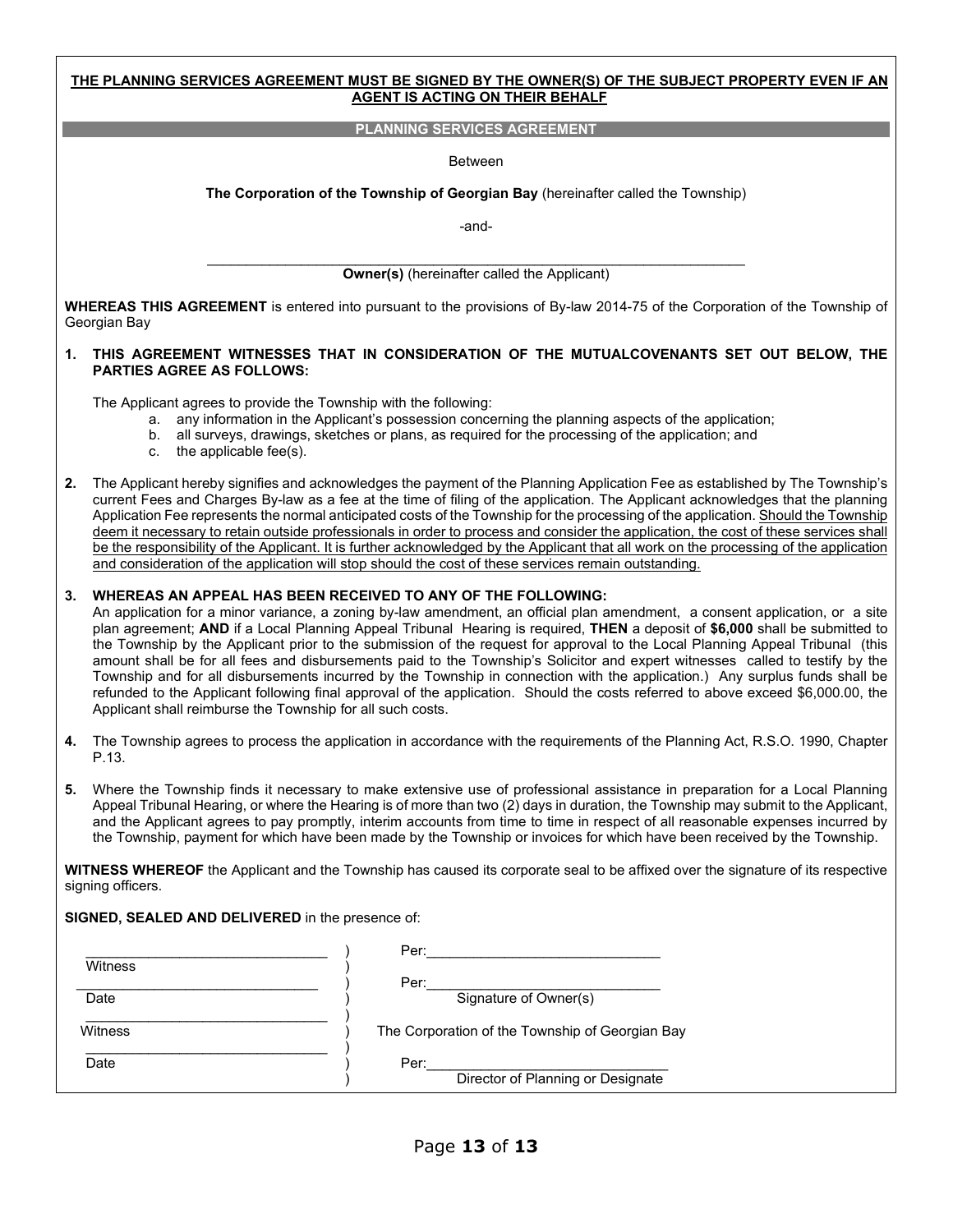**<u>THE PLANNING SERVICES AGREEMENT MUST BE SIGNED BY THE OWNER(S) OF THE SUBJECT PROPERTY EVEN IF AN AGENT IS ACTING ON THEIR BEHALF</u>**

## PLANNING SERVICES AGREEMENT

Between

**The Corporation of the Township of Georgian Bay** (hereinafter called the Township)

-and-

_______________________________________________________________

**Owner(s)** (hereinafter called the Applicant)

**WHEREAS THIS AGREEMENT** is entered into pursuant to the provisions of By-law 2014-75 of the Corporation of the Township of Georgian Bay

**1. THIS AGREEMENT WITNESSES THAT IN CONSIDERATION OF THE MUTUALCOVENANTS SET OUT BELOW, THE PARTIES AGREE AS FOLLOWS:**

The Applicant agrees to provide the Township with the following:

a. any information in the Applicant's possession concerning the planning aspects of the application;
b. all surveys, drawings, sketches or plans, as required for the processing of the application; and
c. the applicable fee(s).

**2.** The Applicant hereby signifies and acknowledges the payment of the Planning Application Fee as established by The Township's current Fees and Charges By-law as a fee at the time of filing of the application. The Applicant acknowledges that the planning Application Fee represents the normal anticipated costs of the Township for the processing of the application. <u>Should the Township deem it necessary to retain outside professionals in order to process and consider the application, the cost of these services shall be the responsibility of the Applicant. It is further acknowledged by the Applicant that all work on the processing of the application and consideration of the application will stop should the cost of these services remain outstanding.</u>

**3. WHEREAS AN APPEAL HAS BEEN RECEIVED TO ANY OF THE FOLLOWING:**
An application for a minor variance, a zoning by-law amendment, an official plan amendment, a consent application, or a site plan agreement; **AND** if a Local Planning Appeal Tribunal Hearing is required, **THEN** a deposit of **$6,000** shall be submitted to the Township by the Applicant prior to the submission of the request for approval to the Local Planning Appeal Tribunal (this amount shall be for all fees and disbursements paid to the Township's Solicitor and expert witnesses called to testify by the Township and for all disbursements incurred by the Township in connection with the application.) Any surplus funds shall be refunded to the Applicant following final approval of the application. Should the costs referred to above exceed $6,000.00, the Applicant shall reimburse the Township for all such costs.

**4.** The Township agrees to process the application in accordance with the requirements of the Planning Act, R.S.O. 1990, Chapter P.13.

**5.** Where the Township finds it necessary to make extensive use of professional assistance in preparation for a Local Planning Appeal Tribunal Hearing, or where the Hearing is of more than two (2) days in duration, the Township may submit to the Applicant, and the Applicant agrees to pay promptly, interim accounts from time to time in respect of all reasonable expenses incurred by the Township, payment for which have been made by the Township or invoices for which have been received by the Township.

**WITNESS WHEREOF** the Applicant and the Township has caused its corporate seal to be affixed over the signature of its respective signing officers.

**SIGNED, SEALED AND DELIVERED** in the presence of:

| | | |
|---|---|---|
| _______________________________ Witness | ) | Per:______________________________ |
| _______________________________ Date | ) | Per:______________________________ Signature of Owner(s) |
| _______________________________ Witness | ) | The Corporation of the Township of Georgian Bay |
| _______________________________ Date | ) | Per:______________________________ Director of Planning or Designate |